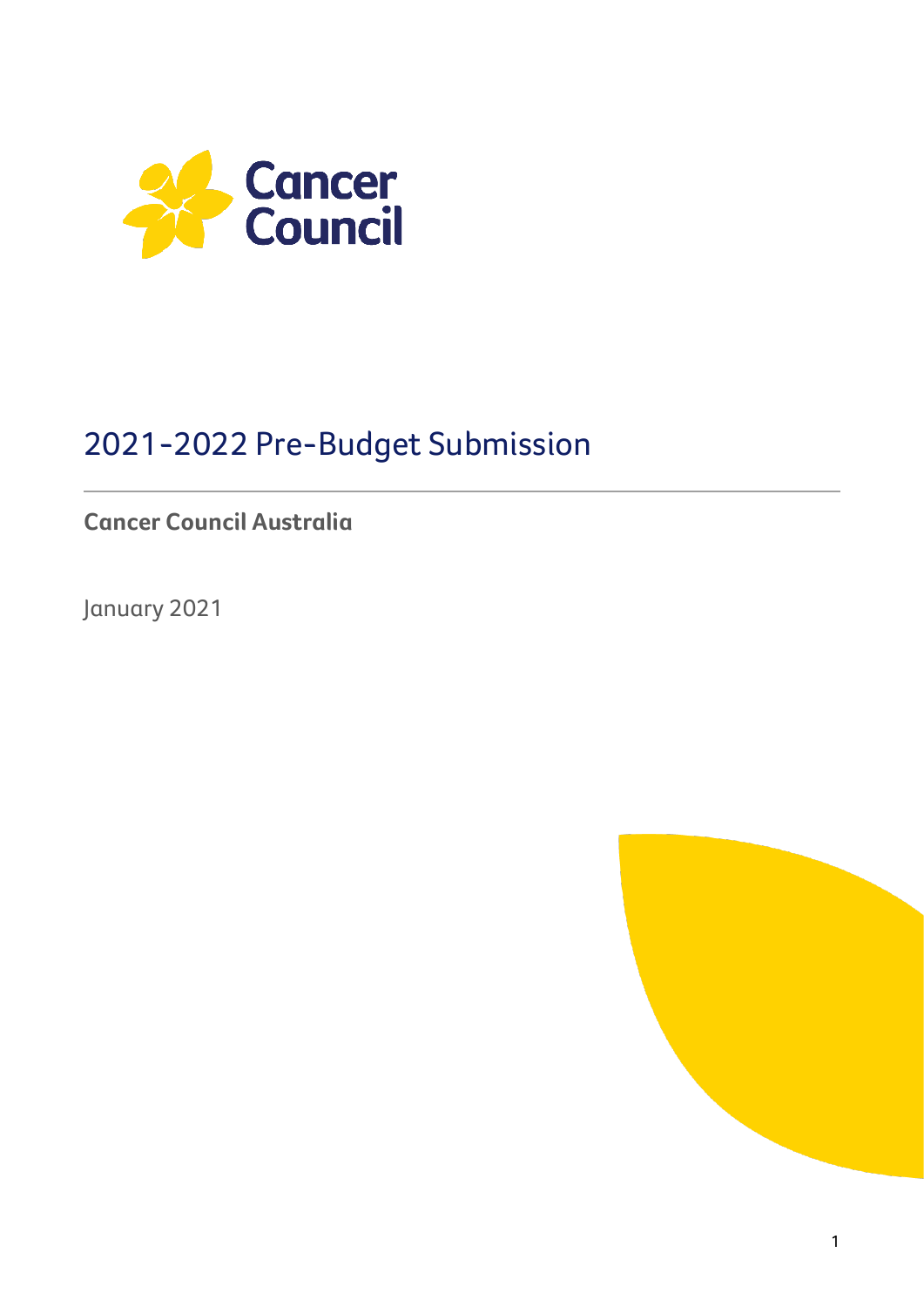Cancer Council

# 2021-2022 Pre-Budget Submission

**Cancer Council Australia**

January 2021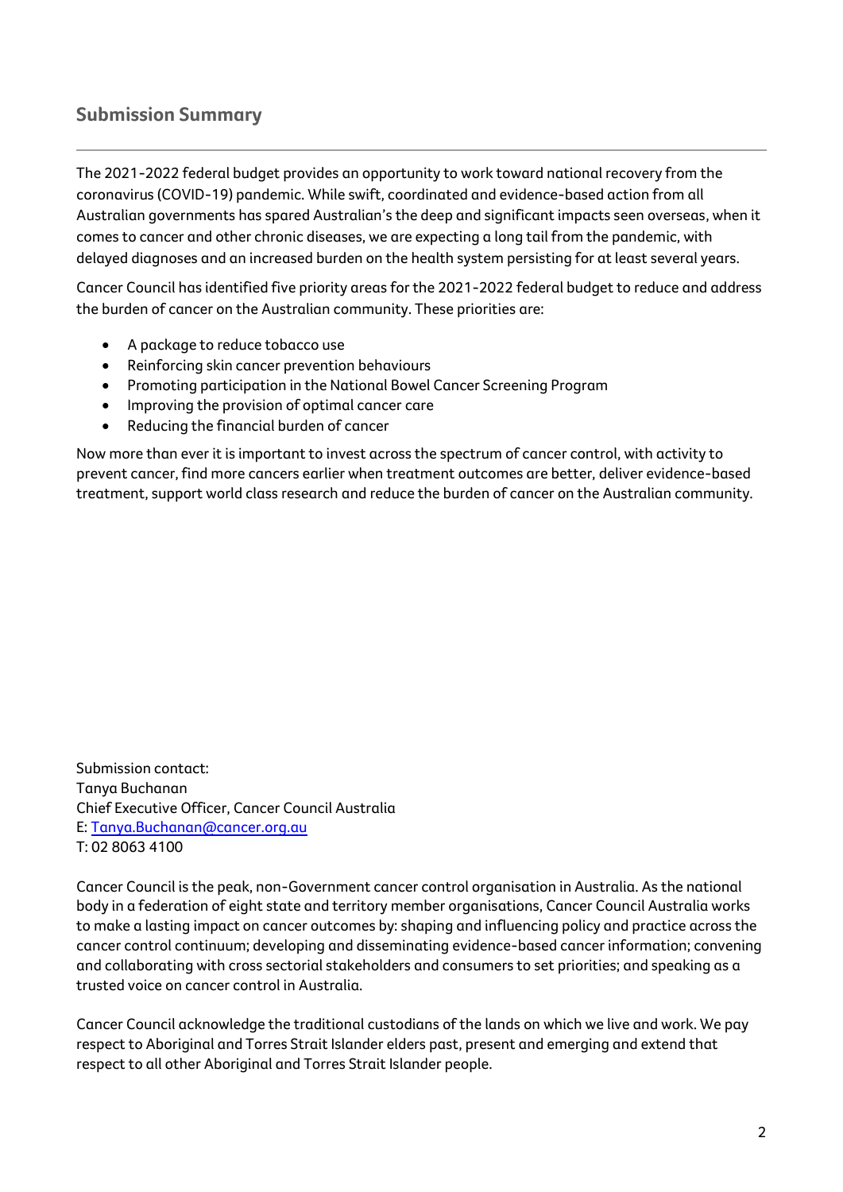## Submission Summary

The 2021-2022 federal budget provides an opportunity to work toward national recovery from the coronavirus (COVID-19) pandemic. While swift, coordinated and evidence-based action from all Australian governments has spared Australian's the deep and significant impacts seen overseas, when it comes to cancer and other chronic diseases, we are expecting a long tail from the pandemic, with delayed diagnoses and an increased burden on the health system persisting for at least several years.

Cancer Council has identified five priority areas for the 2021-2022 federal budget to reduce and address the burden of cancer on the Australian community. These priorities are:

- A package to reduce tobacco use
- Reinforcing skin cancer prevention behaviours
- Promoting participation in the National Bowel Cancer Screening Program
- Improving the provision of optimal cancer care
- Reducing the financial burden of cancer

Now more than ever it is important to invest across the spectrum of cancer control, with activity to prevent cancer, find more cancers earlier when treatment outcomes are better, deliver evidence-based treatment, support world class research and reduce the burden of cancer on the Australian community.

Submission contact:
Tanya Buchanan
Chief Executive Officer, Cancer Council Australia
E: Tanya.Buchanan@cancer.org.au
T: 02 8063 4100

Cancer Council is the peak, non-Government cancer control organisation in Australia. As the national body in a federation of eight state and territory member organisations, Cancer Council Australia works to make a lasting impact on cancer outcomes by: shaping and influencing policy and practice across the cancer control continuum; developing and disseminating evidence-based cancer information; convening and collaborating with cross sectorial stakeholders and consumers to set priorities; and speaking as a trusted voice on cancer control in Australia.

Cancer Council acknowledge the traditional custodians of the lands on which we live and work. We pay respect to Aboriginal and Torres Strait Islander elders past, present and emerging and extend that respect to all other Aboriginal and Torres Strait Islander people.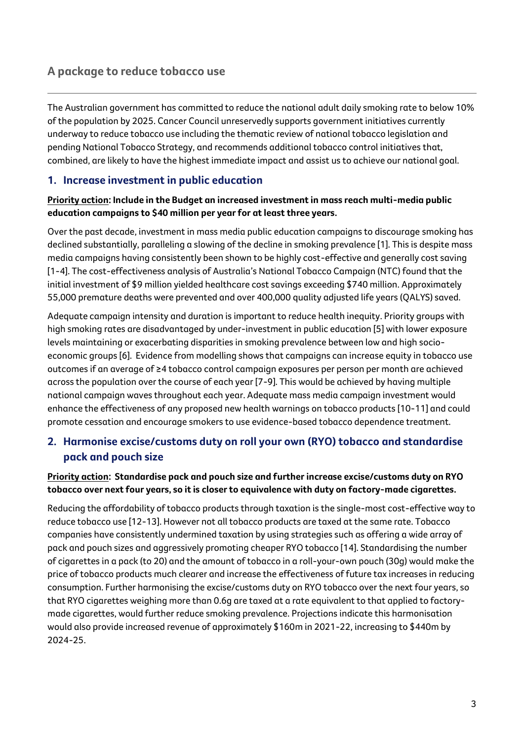## A package to reduce tobacco use

The Australian government has committed to reduce the national adult daily smoking rate to below 10% of the population by 2025. Cancer Council unreservedly supports government initiatives currently underway to reduce tobacco use including the thematic review of national tobacco legislation and pending National Tobacco Strategy, and recommends additional tobacco control initiatives that, combined, are likely to have the highest immediate impact and assist us to achieve our national goal.

### 1. Increase investment in public education

**Priority action: Include in the Budget an increased investment in mass reach multi-media public education campaigns to $40 million per year for at least three years.**

Over the past decade, investment in mass media public education campaigns to discourage smoking has declined substantially, paralleling a slowing of the decline in smoking prevalence [1]. This is despite mass media campaigns having consistently been shown to be highly cost-effective and generally cost saving [1-4]. The cost-effectiveness analysis of Australia's National Tobacco Campaign (NTC) found that the initial investment of $9 million yielded healthcare cost savings exceeding $740 million. Approximately 55,000 premature deaths were prevented and over 400,000 quality adjusted life years (QALYS) saved.

Adequate campaign intensity and duration is important to reduce health inequity. Priority groups with high smoking rates are disadvantaged by under-investment in public education [5] with lower exposure levels maintaining or exacerbating disparities in smoking prevalence between low and high socio-economic groups [6]. Evidence from modelling shows that campaigns can increase equity in tobacco use outcomes if an average of ≥4 tobacco control campaign exposures per person per month are achieved across the population over the course of each year [7-9]. This would be achieved by having multiple national campaign waves throughout each year. Adequate mass media campaign investment would enhance the effectiveness of any proposed new health warnings on tobacco products [10-11] and could promote cessation and encourage smokers to use evidence-based tobacco dependence treatment.

### 2. Harmonise excise/customs duty on roll your own (RYO) tobacco and standardise pack and pouch size

**Priority action: Standardise pack and pouch size and further increase excise/customs duty on RYO tobacco over next four years, so it is closer to equivalence with duty on factory-made cigarettes.**

Reducing the affordability of tobacco products through taxation is the single-most cost-effective way to reduce tobacco use [12-13]. However not all tobacco products are taxed at the same rate. Tobacco companies have consistently undermined taxation by using strategies such as offering a wide array of pack and pouch sizes and aggressively promoting cheaper RYO tobacco [14]. Standardising the number of cigarettes in a pack (to 20) and the amount of tobacco in a roll-your-own pouch (30g) would make the price of tobacco products much clearer and increase the effectiveness of future tax increases in reducing consumption. Further harmonising the excise/customs duty on RYO tobacco over the next four years, so that RYO cigarettes weighing more than 0.6g are taxed at a rate equivalent to that applied to factory-made cigarettes, would further reduce smoking prevalence. Projections indicate this harmonisation would also provide increased revenue of approximately $160m in 2021-22, increasing to $440m by 2024-25.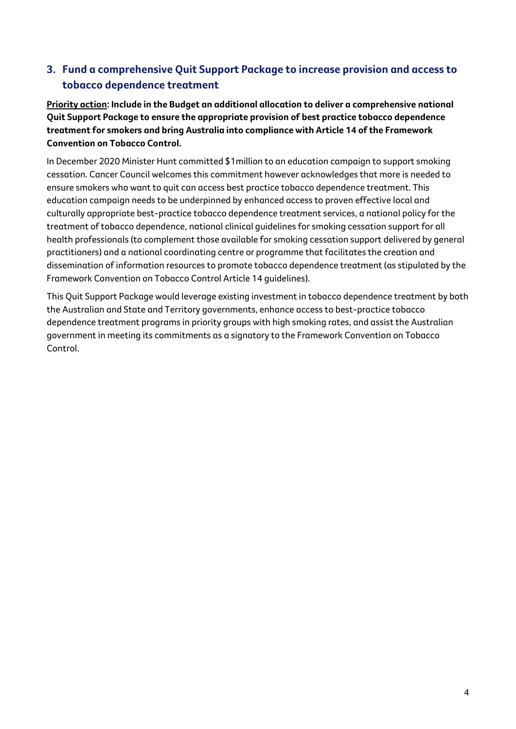## 3. Fund a comprehensive Quit Support Package to increase provision and access to tobacco dependence treatment

**<u>Priority action</u>: Include in the Budget an additional allocation to deliver a comprehensive national Quit Support Package to ensure the appropriate provision of best practice tobacco dependence treatment for smokers and bring Australia into compliance with Article 14 of the Framework Convention on Tobacco Control.**

In December 2020 Minister Hunt committed $1million to an education campaign to support smoking cessation. Cancer Council welcomes this commitment however acknowledges that more is needed to ensure smokers who want to quit can access best practice tobacco dependence treatment. This education campaign needs to be underpinned by enhanced access to proven effective local and culturally appropriate best-practice tobacco dependence treatment services, a national policy for the treatment of tobacco dependence, national clinical guidelines for smoking cessation support for all health professionals (to complement those available for smoking cessation support delivered by general practitioners) and a national coordinating centre or programme that facilitates the creation and dissemination of information resources to promote tobacco dependence treatment (as stipulated by the Framework Convention on Tobacco Control Article 14 guidelines).

This Quit Support Package would leverage existing investment in tobacco dependence treatment by both the Australian and State and Territory governments, enhance access to best-practice tobacco dependence treatment programs in priority groups with high smoking rates, and assist the Australian government in meeting its commitments as a signatory to the Framework Convention on Tobacco Control.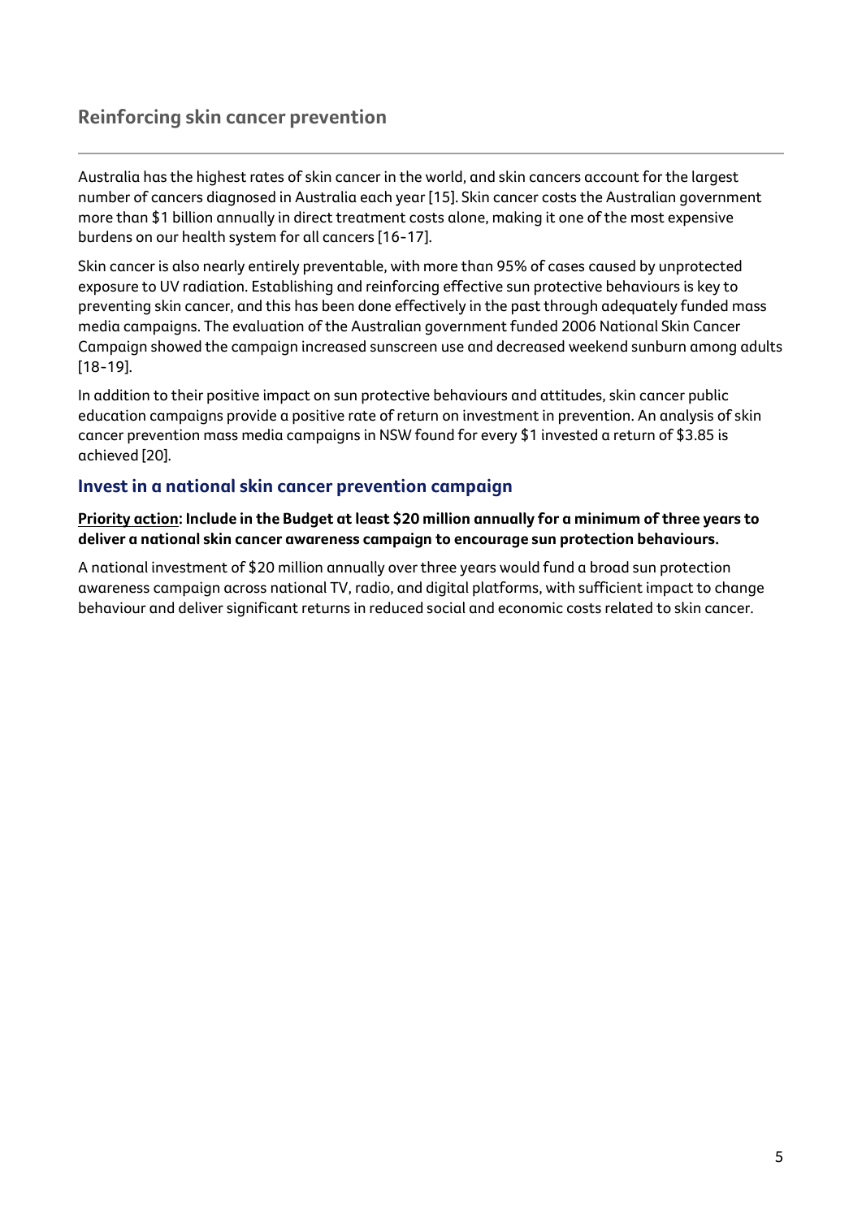## Reinforcing skin cancer prevention

Australia has the highest rates of skin cancer in the world, and skin cancers account for the largest number of cancers diagnosed in Australia each year [15]. Skin cancer costs the Australian government more than $1 billion annually in direct treatment costs alone, making it one of the most expensive burdens on our health system for all cancers [16-17].

Skin cancer is also nearly entirely preventable, with more than 95% of cases caused by unprotected exposure to UV radiation. Establishing and reinforcing effective sun protective behaviours is key to preventing skin cancer, and this has been done effectively in the past through adequately funded mass media campaigns. The evaluation of the Australian government funded 2006 National Skin Cancer Campaign showed the campaign increased sunscreen use and decreased weekend sunburn among adults [18-19].

In addition to their positive impact on sun protective behaviours and attitudes, skin cancer public education campaigns provide a positive rate of return on investment in prevention. An analysis of skin cancer prevention mass media campaigns in NSW found for every $1 invested a return of $3.85 is achieved [20].

### Invest in a national skin cancer prevention campaign

**<u>Priority action</u>: Include in the Budget at least $20 million annually for a minimum of three years to deliver a national skin cancer awareness campaign to encourage sun protection behaviours.**

A national investment of $20 million annually over three years would fund a broad sun protection awareness campaign across national TV, radio, and digital platforms, with sufficient impact to change behaviour and deliver significant returns in reduced social and economic costs related to skin cancer.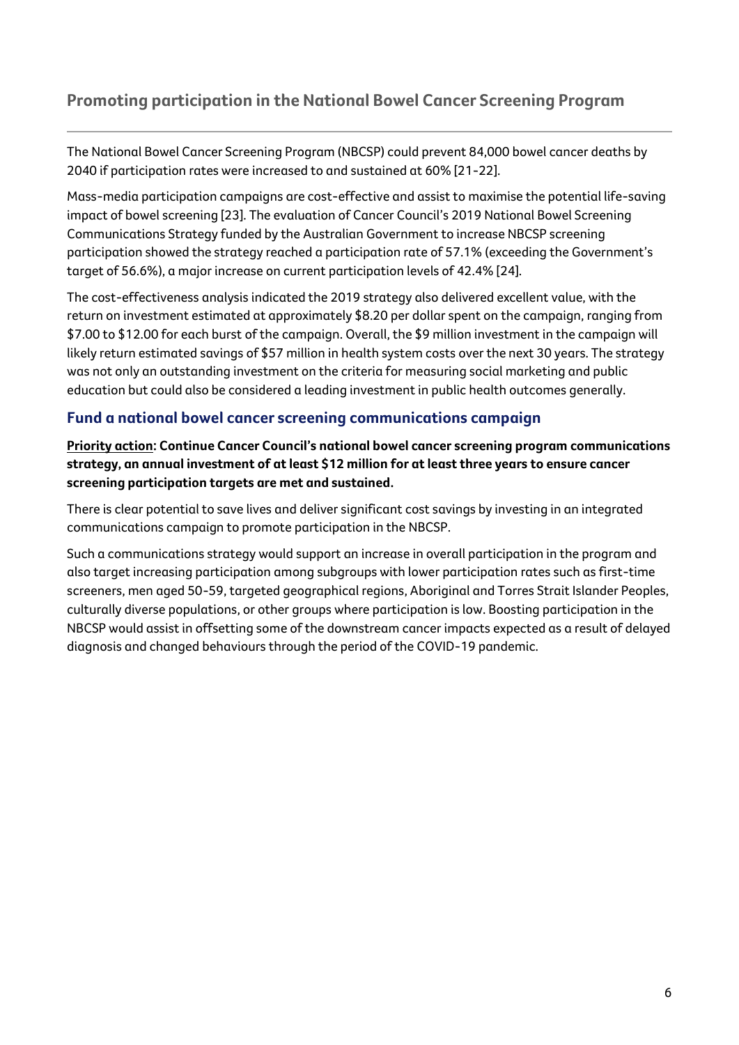## Promoting participation in the National Bowel Cancer Screening Program

The National Bowel Cancer Screening Program (NBCSP) could prevent 84,000 bowel cancer deaths by 2040 if participation rates were increased to and sustained at 60% [21-22].

Mass-media participation campaigns are cost-effective and assist to maximise the potential life-saving impact of bowel screening [23]. The evaluation of Cancer Council's 2019 National Bowel Screening Communications Strategy funded by the Australian Government to increase NBCSP screening participation showed the strategy reached a participation rate of 57.1% (exceeding the Government's target of 56.6%), a major increase on current participation levels of 42.4% [24].

The cost-effectiveness analysis indicated the 2019 strategy also delivered excellent value, with the return on investment estimated at approximately $8.20 per dollar spent on the campaign, ranging from $7.00 to $12.00 for each burst of the campaign. Overall, the $9 million investment in the campaign will likely return estimated savings of $57 million in health system costs over the next 30 years. The strategy was not only an outstanding investment on the criteria for measuring social marketing and public education but could also be considered a leading investment in public health outcomes generally.

### Fund a national bowel cancer screening communications campaign

**Priority action: Continue Cancer Council's national bowel cancer screening program communications strategy, an annual investment of at least $12 million for at least three years to ensure cancer screening participation targets are met and sustained.**

There is clear potential to save lives and deliver significant cost savings by investing in an integrated communications campaign to promote participation in the NBCSP.

Such a communications strategy would support an increase in overall participation in the program and also target increasing participation among subgroups with lower participation rates such as first-time screeners, men aged 50-59, targeted geographical regions, Aboriginal and Torres Strait Islander Peoples, culturally diverse populations, or other groups where participation is low. Boosting participation in the NBCSP would assist in offsetting some of the downstream cancer impacts expected as a result of delayed diagnosis and changed behaviours through the period of the COVID-19 pandemic.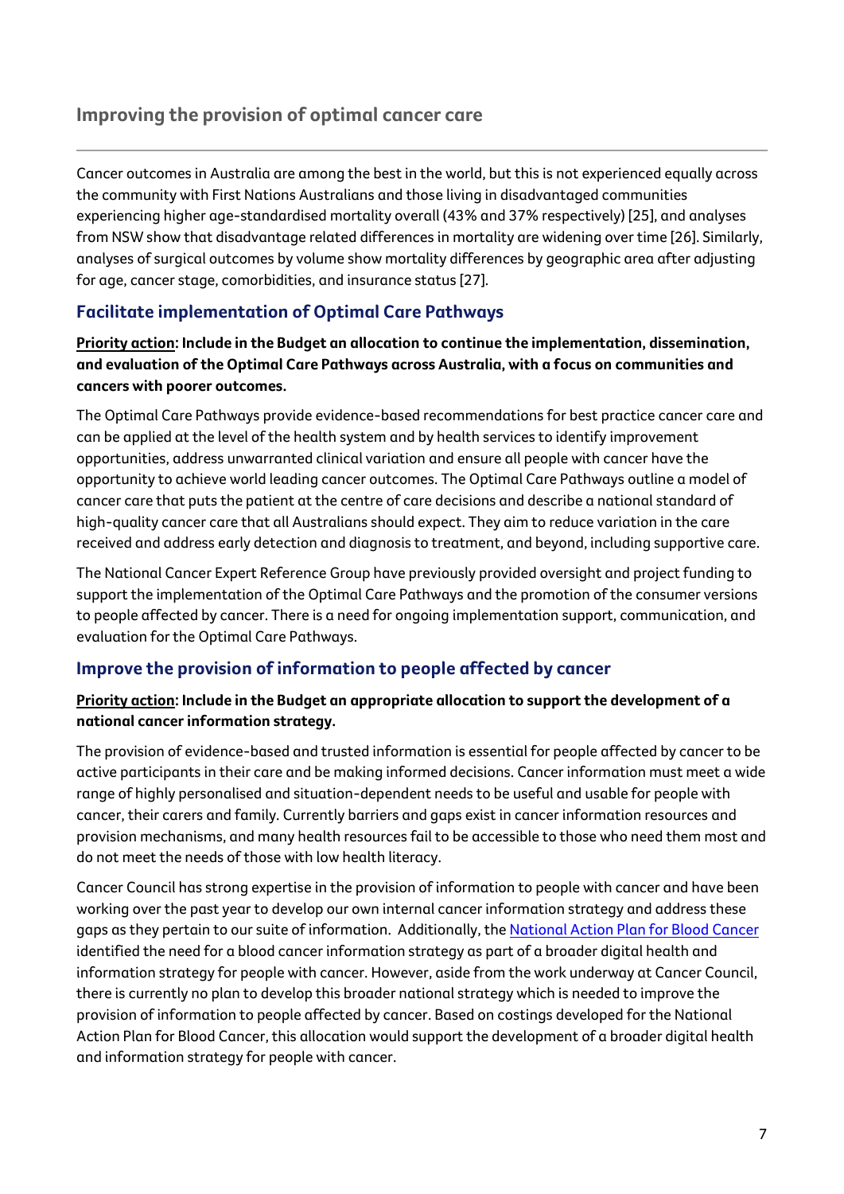## Improving the provision of optimal cancer care

Cancer outcomes in Australia are among the best in the world, but this is not experienced equally across the community with First Nations Australians and those living in disadvantaged communities experiencing higher age-standardised mortality overall (43% and 37% respectively) [25], and analyses from NSW show that disadvantage related differences in mortality are widening over time [26]. Similarly, analyses of surgical outcomes by volume show mortality differences by geographic area after adjusting for age, cancer stage, comorbidities, and insurance status [27].

### Facilitate implementation of Optimal Care Pathways

**Priority action: Include in the Budget an allocation to continue the implementation, dissemination, and evaluation of the Optimal Care Pathways across Australia, with a focus on communities and cancers with poorer outcomes.**

The Optimal Care Pathways provide evidence-based recommendations for best practice cancer care and can be applied at the level of the health system and by health services to identify improvement opportunities, address unwarranted clinical variation and ensure all people with cancer have the opportunity to achieve world leading cancer outcomes. The Optimal Care Pathways outline a model of cancer care that puts the patient at the centre of care decisions and describe a national standard of high-quality cancer care that all Australians should expect. They aim to reduce variation in the care received and address early detection and diagnosis to treatment, and beyond, including supportive care.

The National Cancer Expert Reference Group have previously provided oversight and project funding to support the implementation of the Optimal Care Pathways and the promotion of the consumer versions to people affected by cancer. There is a need for ongoing implementation support, communication, and evaluation for the Optimal Care Pathways.

### Improve the provision of information to people affected by cancer

**Priority action: Include in the Budget an appropriate allocation to support the development of a national cancer information strategy.**

The provision of evidence-based and trusted information is essential for people affected by cancer to be active participants in their care and be making informed decisions. Cancer information must meet a wide range of highly personalised and situation-dependent needs to be useful and usable for people with cancer, their carers and family. Currently barriers and gaps exist in cancer information resources and provision mechanisms, and many health resources fail to be accessible to those who need them most and do not meet the needs of those with low health literacy.

Cancer Council has strong expertise in the provision of information to people with cancer and have been working over the past year to develop our own internal cancer information strategy and address these gaps as they pertain to our suite of information. Additionally, the National Action Plan for Blood Cancer identified the need for a blood cancer information strategy as part of a broader digital health and information strategy for people with cancer. However, aside from the work underway at Cancer Council, there is currently no plan to develop this broader national strategy which is needed to improve the provision of information to people affected by cancer. Based on costings developed for the National Action Plan for Blood Cancer, this allocation would support the development of a broader digital health and information strategy for people with cancer.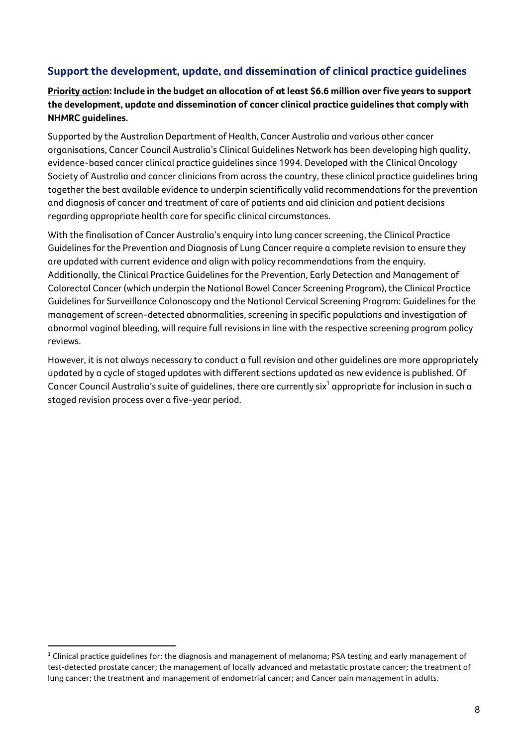## Support the development, update, and dissemination of clinical practice guidelines

**Priority action: Include in the budget an allocation of at least $6.6 million over five years to support the development, update and dissemination of cancer clinical practice guidelines that comply with NHMRC guidelines.**

Supported by the Australian Department of Health, Cancer Australia and various other cancer organisations, Cancer Council Australia's Clinical Guidelines Network has been developing high quality, evidence-based cancer clinical practice guidelines since 1994. Developed with the Clinical Oncology Society of Australia and cancer clinicians from across the country, these clinical practice guidelines bring together the best available evidence to underpin scientifically valid recommendations for the prevention and diagnosis of cancer and treatment of care of patients and aid clinician and patient decisions regarding appropriate health care for specific clinical circumstances.

With the finalisation of Cancer Australia's enquiry into lung cancer screening, the Clinical Practice Guidelines for the Prevention and Diagnosis of Lung Cancer require a complete revision to ensure they are updated with current evidence and align with policy recommendations from the enquiry. Additionally, the Clinical Practice Guidelines for the Prevention, Early Detection and Management of Colorectal Cancer (which underpin the National Bowel Cancer Screening Program), the Clinical Practice Guidelines for Surveillance Colonoscopy and the National Cervical Screening Program: Guidelines for the management of screen-detected abnormalities, screening in specific populations and investigation of abnormal vaginal bleeding, will require full revisions in line with the respective screening program policy reviews.

However, it is not always necessary to conduct a full revision and other guidelines are more appropriately updated by a cycle of staged updates with different sections updated as new evidence is published. Of Cancer Council Australia's suite of guidelines, there are currently six[1] appropriate for inclusion in such a staged revision process over a five-year period.

---

[1] Clinical practice guidelines for: the diagnosis and management of melanoma; PSA testing and early management of test-detected prostate cancer; the management of locally advanced and metastatic prostate cancer; the treatment of lung cancer; the treatment and management of endometrial cancer; and Cancer pain management in adults.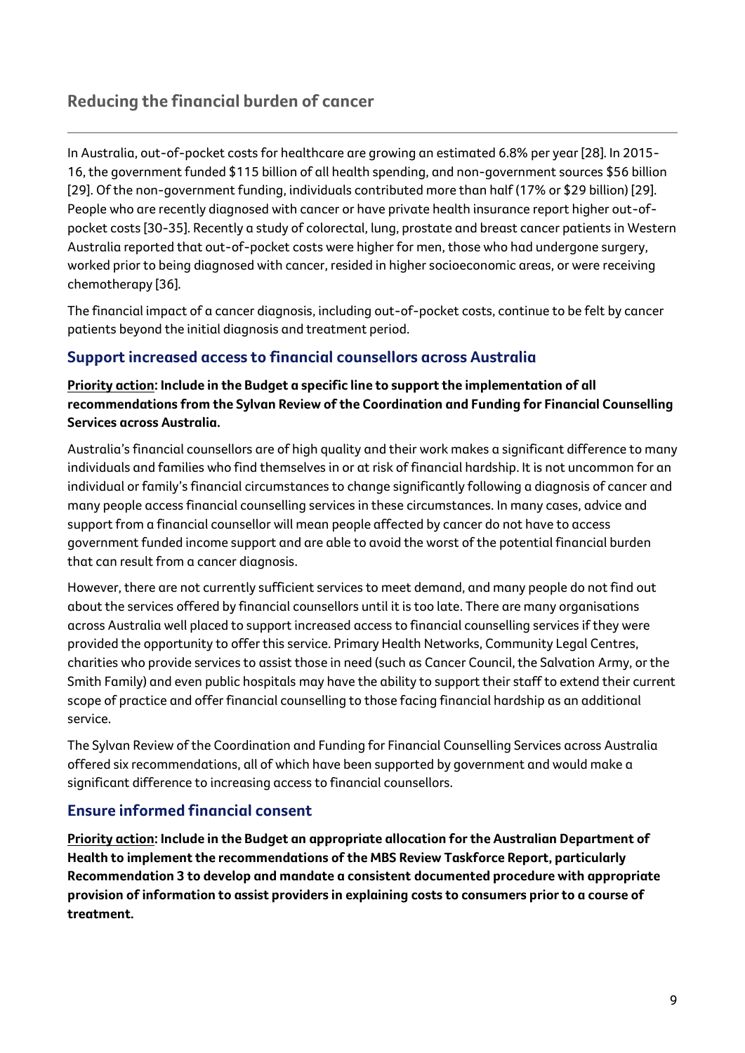## Reducing the financial burden of cancer

---

In Australia, out-of-pocket costs for healthcare are growing an estimated 6.8% per year [28]. In 2015-16, the government funded $115 billion of all health spending, and non-government sources $56 billion [29]. Of the non-government funding, individuals contributed more than half (17% or $29 billion) [29]. People who are recently diagnosed with cancer or have private health insurance report higher out-of-pocket costs [30-35]. Recently a study of colorectal, lung, prostate and breast cancer patients in Western Australia reported that out-of-pocket costs were higher for men, those who had undergone surgery, worked prior to being diagnosed with cancer, resided in higher socioeconomic areas, or were receiving chemotherapy [36].

The financial impact of a cancer diagnosis, including out-of-pocket costs, continue to be felt by cancer patients beyond the initial diagnosis and treatment period.

### Support increased access to financial counsellors across Australia

**Priority action: Include in the Budget a specific line to support the implementation of all recommendations from the Sylvan Review of the Coordination and Funding for Financial Counselling Services across Australia.**

Australia's financial counsellors are of high quality and their work makes a significant difference to many individuals and families who find themselves in or at risk of financial hardship. It is not uncommon for an individual or family's financial circumstances to change significantly following a diagnosis of cancer and many people access financial counselling services in these circumstances. In many cases, advice and support from a financial counsellor will mean people affected by cancer do not have to access government funded income support and are able to avoid the worst of the potential financial burden that can result from a cancer diagnosis.

However, there are not currently sufficient services to meet demand, and many people do not find out about the services offered by financial counsellors until it is too late. There are many organisations across Australia well placed to support increased access to financial counselling services if they were provided the opportunity to offer this service. Primary Health Networks, Community Legal Centres, charities who provide services to assist those in need (such as Cancer Council, the Salvation Army, or the Smith Family) and even public hospitals may have the ability to support their staff to extend their current scope of practice and offer financial counselling to those facing financial hardship as an additional service.

The Sylvan Review of the Coordination and Funding for Financial Counselling Services across Australia offered six recommendations, all of which have been supported by government and would make a significant difference to increasing access to financial counsellors.

### Ensure informed financial consent

**Priority action: Include in the Budget an appropriate allocation for the Australian Department of Health to implement the recommendations of the MBS Review Taskforce Report, particularly Recommendation 3 to develop and mandate a consistent documented procedure with appropriate provision of information to assist providers in explaining costs to consumers prior to a course of treatment.**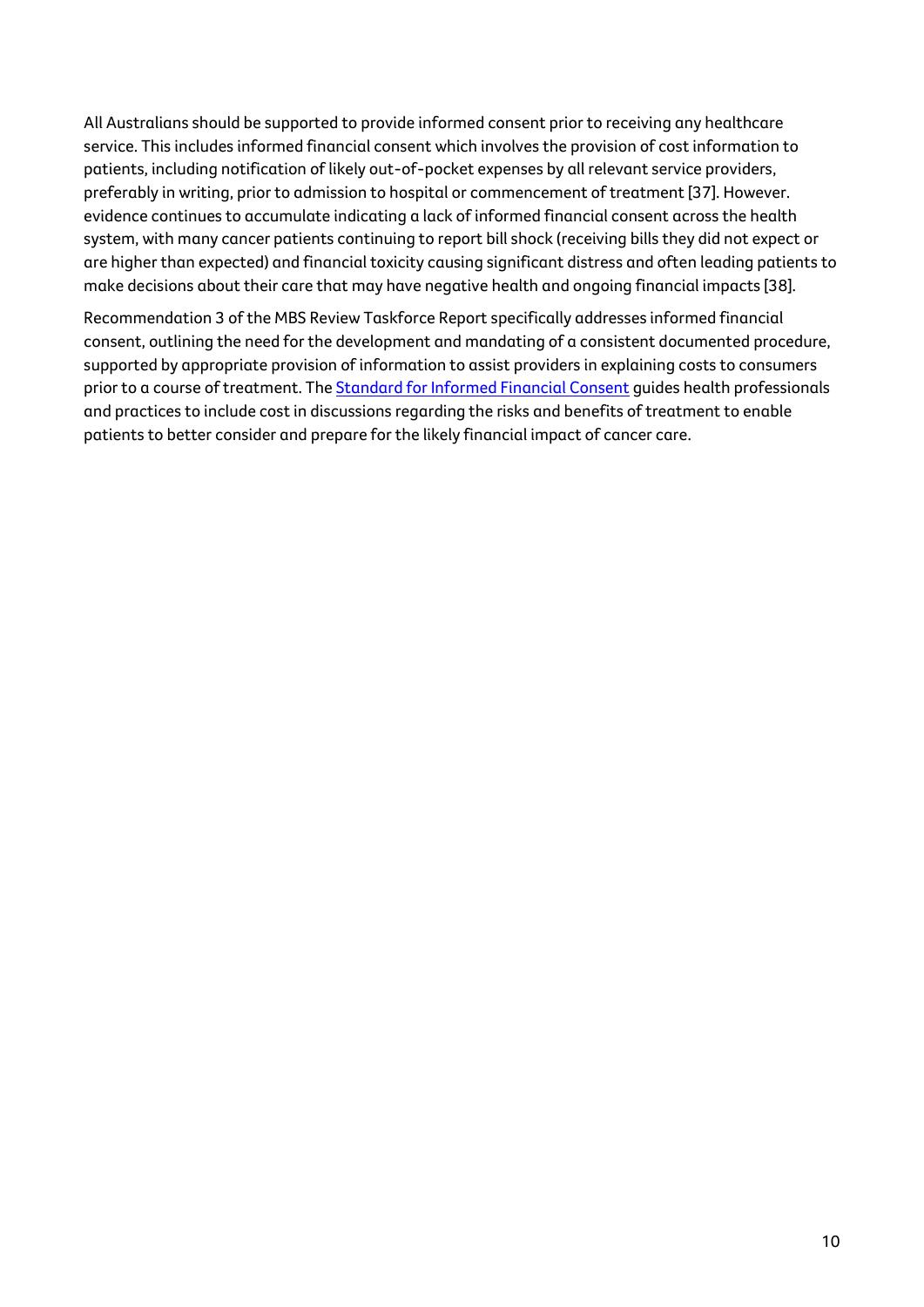All Australians should be supported to provide informed consent prior to receiving any healthcare service. This includes informed financial consent which involves the provision of cost information to patients, including notification of likely out-of-pocket expenses by all relevant service providers, preferably in writing, prior to admission to hospital or commencement of treatment [37]. However. evidence continues to accumulate indicating a lack of informed financial consent across the health system, with many cancer patients continuing to report bill shock (receiving bills they did not expect or are higher than expected) and financial toxicity causing significant distress and often leading patients to make decisions about their care that may have negative health and ongoing financial impacts [38].

Recommendation 3 of the MBS Review Taskforce Report specifically addresses informed financial consent, outlining the need for the development and mandating of a consistent documented procedure, supported by appropriate provision of information to assist providers in explaining costs to consumers prior to a course of treatment. The Standard for Informed Financial Consent guides health professionals and practices to include cost in discussions regarding the risks and benefits of treatment to enable patients to better consider and prepare for the likely financial impact of cancer care.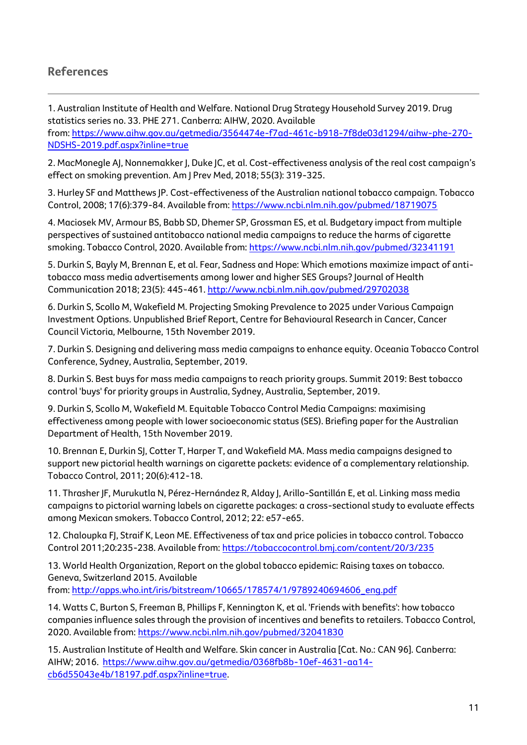## References

1. Australian Institute of Health and Welfare. National Drug Strategy Household Survey 2019. Drug statistics series no. 33. PHE 271. Canberra: AIHW, 2020. Available from: https://www.aihw.gov.au/getmedia/3564474e-f7ad-461c-b918-7f8de03d1294/aihw-phe-270-NDSHS-2019.pdf.aspx?inline=true

2. MacMonegle AJ, Nonnemakker J, Duke JC, et al. Cost-effectiveness analysis of the real cost campaign's effect on smoking prevention. Am J Prev Med, 2018; 55(3): 319-325.

3. Hurley SF and Matthews JP. Cost-effectiveness of the Australian national tobacco campaign. Tobacco Control, 2008; 17(6):379-84. Available from: https://www.ncbi.nlm.nih.gov/pubmed/18719075

4. Maciosek MV, Armour BS, Babb SD, Dhemer SP, Grossman ES, et al. Budgetary impact from multiple perspectives of sustained antitobacco national media campaigns to reduce the harms of cigarette smoking. Tobacco Control, 2020. Available from: https://www.ncbi.nlm.nih.gov/pubmed/32341191

5. Durkin S, Bayly M, Brennan E, et al. Fear, Sadness and Hope: Which emotions maximize impact of anti-tobacco mass media advertisements among lower and higher SES Groups? Journal of Health Communication 2018; 23(5): 445-461. http://www.ncbi.nlm.nih.gov/pubmed/29702038

6. Durkin S, Scollo M, Wakefield M. Projecting Smoking Prevalence to 2025 under Various Campaign Investment Options. Unpublished Brief Report, Centre for Behavioural Research in Cancer, Cancer Council Victoria, Melbourne, 15th November 2019.

7. Durkin S. Designing and delivering mass media campaigns to enhance equity. Oceania Tobacco Control Conference, Sydney, Australia, September, 2019.

8. Durkin S. Best buys for mass media campaigns to reach priority groups. Summit 2019: Best tobacco control 'buys' for priority groups in Australia, Sydney, Australia, September, 2019.

9. Durkin S, Scollo M, Wakefield M. Equitable Tobacco Control Media Campaigns: maximising effectiveness among people with lower socioeconomic status (SES). Briefing paper for the Australian Department of Health, 15th November 2019.

10. Brennan E, Durkin SJ, Cotter T, Harper T, and Wakefield MA. Mass media campaigns designed to support new pictorial health warnings on cigarette packets: evidence of a complementary relationship. Tobacco Control, 2011; 20(6):412-18.

11. Thrasher JF, Murukutla N, Pérez-Hernández R, Alday J, Arillo-Santillán E, et al. Linking mass media campaigns to pictorial warning labels on cigarette packages: a cross-sectional study to evaluate effects among Mexican smokers. Tobacco Control, 2012; 22: e57-e65.

12. Chaloupka FJ, Straif K, Leon ME. Effectiveness of tax and price policies in tobacco control. Tobacco Control 2011;20:235-238. Available from: https://tobaccocontrol.bmj.com/content/20/3/235

13. World Health Organization, Report on the global tobacco epidemic: Raising taxes on tobacco. Geneva, Switzerland 2015. Available from: http://apps.who.int/iris/bitstream/10665/178574/1/9789240694606_eng.pdf

14. Watts C, Burton S, Freeman B, Phillips F, Kennington K, et al. 'Friends with benefits': how tobacco companies influence sales through the provision of incentives and benefits to retailers. Tobacco Control, 2020. Available from: https://www.ncbi.nlm.nih.gov/pubmed/32041830

15. Australian Institute of Health and Welfare. Skin cancer in Australia [Cat. No.: CAN 96]. Canberra: AIHW; 2016. https://www.aihw.gov.au/getmedia/0368fb8b-10ef-4631-aa14-cb6d55043e4b/18197.pdf.aspx?inline=true.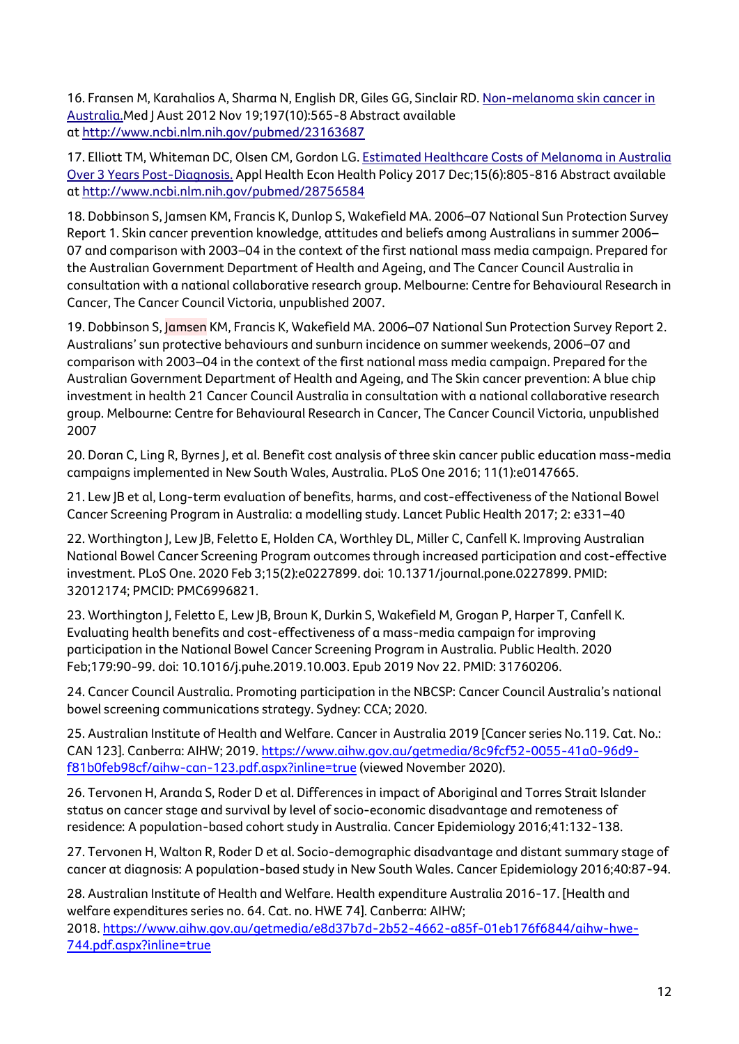16. Fransen M, Karahalios A, Sharma N, English DR, Giles GG, Sinclair RD. Non-melanoma skin cancer in Australia.Med J Aust 2012 Nov 19;197(10):565-8 Abstract available at http://www.ncbi.nlm.nih.gov/pubmed/23163687

17. Elliott TM, Whiteman DC, Olsen CM, Gordon LG. Estimated Healthcare Costs of Melanoma in Australia Over 3 Years Post-Diagnosis. Appl Health Econ Health Policy 2017 Dec;15(6):805-816 Abstract available at http://www.ncbi.nlm.nih.gov/pubmed/28756584

18. Dobbinson S, Jamsen KM, Francis K, Dunlop S, Wakefield MA. 2006–07 National Sun Protection Survey Report 1. Skin cancer prevention knowledge, attitudes and beliefs among Australians in summer 2006–07 and comparison with 2003–04 in the context of the first national mass media campaign. Prepared for the Australian Government Department of Health and Ageing, and The Cancer Council Australia in consultation with a national collaborative research group. Melbourne: Centre for Behavioural Research in Cancer, The Cancer Council Victoria, unpublished 2007.

19. Dobbinson S, Jamsen KM, Francis K, Wakefield MA. 2006–07 National Sun Protection Survey Report 2. Australians' sun protective behaviours and sunburn incidence on summer weekends, 2006–07 and comparison with 2003–04 in the context of the first national mass media campaign. Prepared for the Australian Government Department of Health and Ageing, and The Skin cancer prevention: A blue chip investment in health 21 Cancer Council Australia in consultation with a national collaborative research group. Melbourne: Centre for Behavioural Research in Cancer, The Cancer Council Victoria, unpublished 2007

20. Doran C, Ling R, Byrnes J, et al. Benefit cost analysis of three skin cancer public education mass-media campaigns implemented in New South Wales, Australia. PLoS One 2016; 11(1):e0147665.

21. Lew JB et al, Long-term evaluation of benefits, harms, and cost-effectiveness of the National Bowel Cancer Screening Program in Australia: a modelling study. Lancet Public Health 2017; 2: e331–40

22. Worthington J, Lew JB, Feletto E, Holden CA, Worthley DL, Miller C, Canfell K. Improving Australian National Bowel Cancer Screening Program outcomes through increased participation and cost-effective investment. PLoS One. 2020 Feb 3;15(2):e0227899. doi: 10.1371/journal.pone.0227899. PMID: 32012174; PMCID: PMC6996821.

23. Worthington J, Feletto E, Lew JB, Broun K, Durkin S, Wakefield M, Grogan P, Harper T, Canfell K. Evaluating health benefits and cost-effectiveness of a mass-media campaign for improving participation in the National Bowel Cancer Screening Program in Australia. Public Health. 2020 Feb;179:90-99. doi: 10.1016/j.puhe.2019.10.003. Epub 2019 Nov 22. PMID: 31760206.

24. Cancer Council Australia. Promoting participation in the NBCSP: Cancer Council Australia's national bowel screening communications strategy. Sydney: CCA; 2020.

25. Australian Institute of Health and Welfare. Cancer in Australia 2019 [Cancer series No.119. Cat. No.: CAN 123]. Canberra: AIHW; 2019. https://www.aihw.gov.au/getmedia/8c9fcf52-0055-41a0-96d9-f81b0feb98cf/aihw-can-123.pdf.aspx?inline=true (viewed November 2020).

26. Tervonen H, Aranda S, Roder D et al. Differences in impact of Aboriginal and Torres Strait Islander status on cancer stage and survival by level of socio-economic disadvantage and remoteness of residence: A population-based cohort study in Australia. Cancer Epidemiology 2016;41:132-138.

27. Tervonen H, Walton R, Roder D et al. Socio-demographic disadvantage and distant summary stage of cancer at diagnosis: A population-based study in New South Wales. Cancer Epidemiology 2016;40:87-94.

28. Australian Institute of Health and Welfare. Health expenditure Australia 2016-17. [Health and welfare expenditures series no. 64. Cat. no. HWE 74]. Canberra: AIHW; 2018. https://www.aihw.gov.au/getmedia/e8d37b7d-2b52-4662-a85f-01eb176f6844/aihw-hwe-744.pdf.aspx?inline=true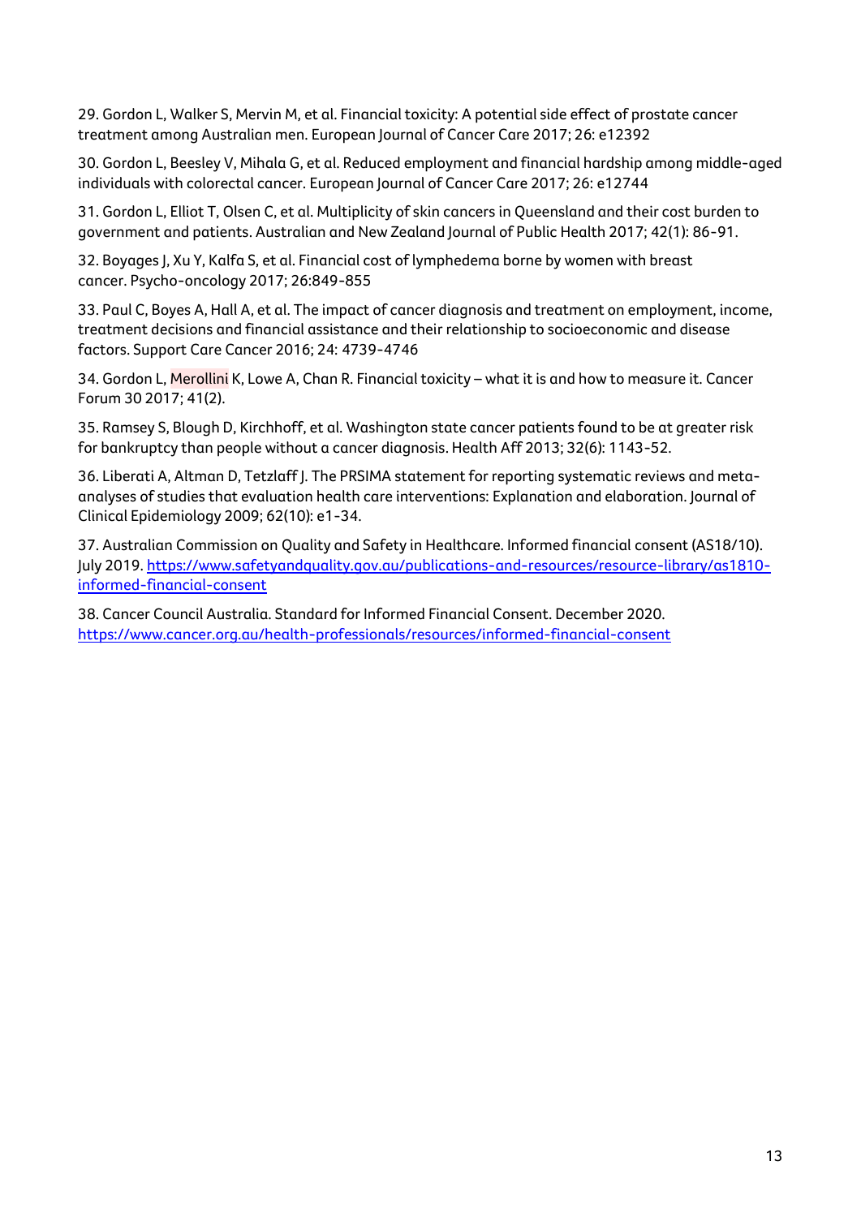29. Gordon L, Walker S, Mervin M, et al. Financial toxicity: A potential side effect of prostate cancer treatment among Australian men. European Journal of Cancer Care 2017; 26: e12392

30. Gordon L, Beesley V, Mihala G, et al. Reduced employment and financial hardship among middle-aged individuals with colorectal cancer. European Journal of Cancer Care 2017; 26: e12744

31. Gordon L, Elliot T, Olsen C, et al. Multiplicity of skin cancers in Queensland and their cost burden to government and patients. Australian and New Zealand Journal of Public Health 2017; 42(1): 86-91.

32. Boyages J, Xu Y, Kalfa S, et al. Financial cost of lymphedema borne by women with breast cancer. Psycho-oncology 2017; 26:849-855

33. Paul C, Boyes A, Hall A, et al. The impact of cancer diagnosis and treatment on employment, income, treatment decisions and financial assistance and their relationship to socioeconomic and disease factors. Support Care Cancer 2016; 24: 4739-4746

34. Gordon L, Merollini K, Lowe A, Chan R. Financial toxicity – what it is and how to measure it. Cancer Forum 30 2017; 41(2).

35. Ramsey S, Blough D, Kirchhoff, et al. Washington state cancer patients found to be at greater risk for bankruptcy than people without a cancer diagnosis. Health Aff 2013; 32(6): 1143-52.

36. Liberati A, Altman D, Tetzlaff J. The PRSIMA statement for reporting systematic reviews and meta-analyses of studies that evaluation health care interventions: Explanation and elaboration. Journal of Clinical Epidemiology 2009; 62(10): e1-34.

37. Australian Commission on Quality and Safety in Healthcare. Informed financial consent (AS18/10). July 2019. [https://www.safetyandquality.gov.au/publications-and-resources/resource-library/as1810-informed-financial-consent](https://www.safetyandquality.gov.au/publications-and-resources/resource-library/as1810-informed-financial-consent)

38. Cancer Council Australia. Standard for Informed Financial Consent. December 2020. [https://www.cancer.org.au/health-professionals/resources/informed-financial-consent](https://www.cancer.org.au/health-professionals/resources/informed-financial-consent)